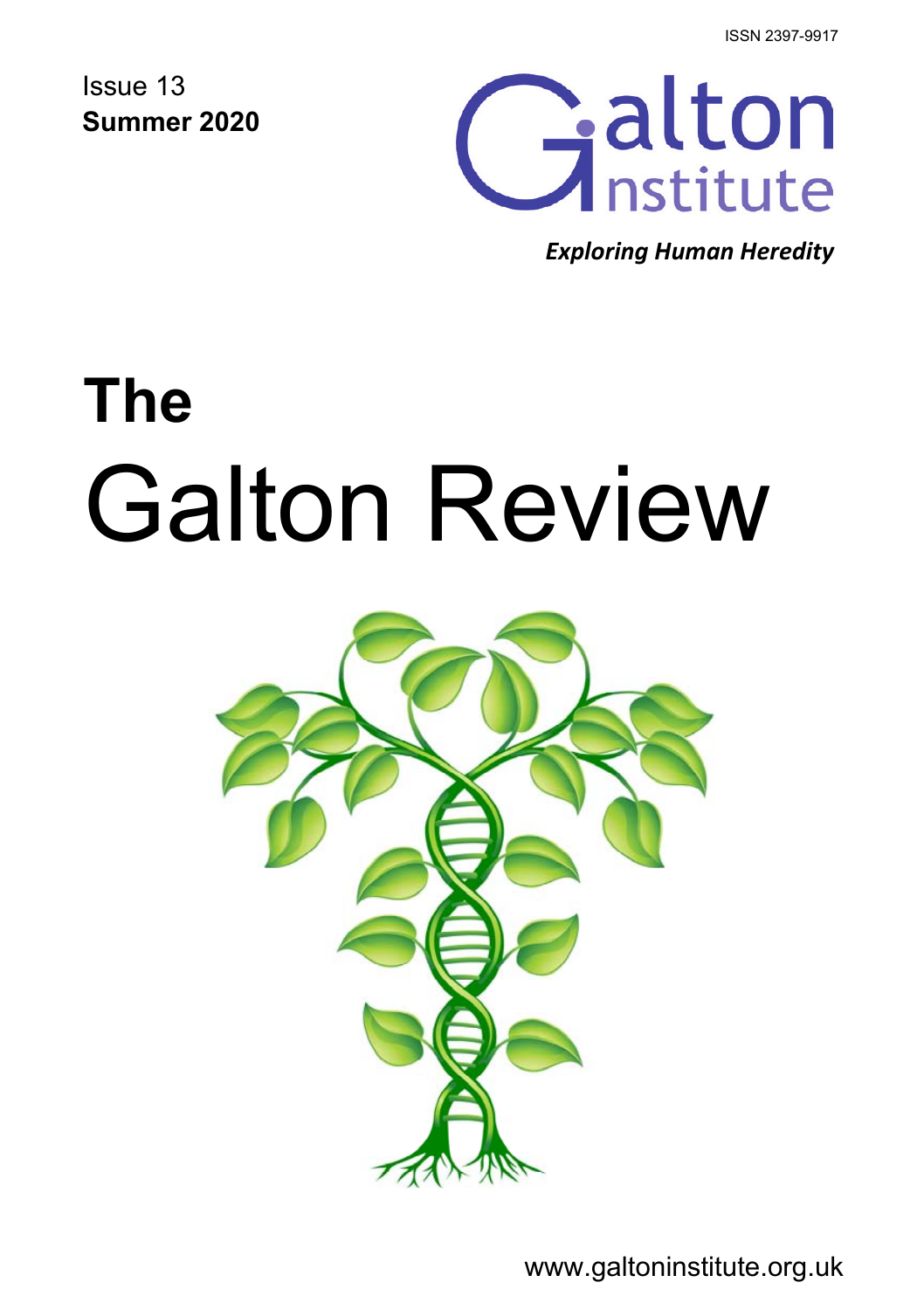ISSN 2397-9917

Issue 13
**Summer 2020**

Galton Institute

***Exploring Human Heredity***

# The Galton Review

www.galtoninstitute.org.uk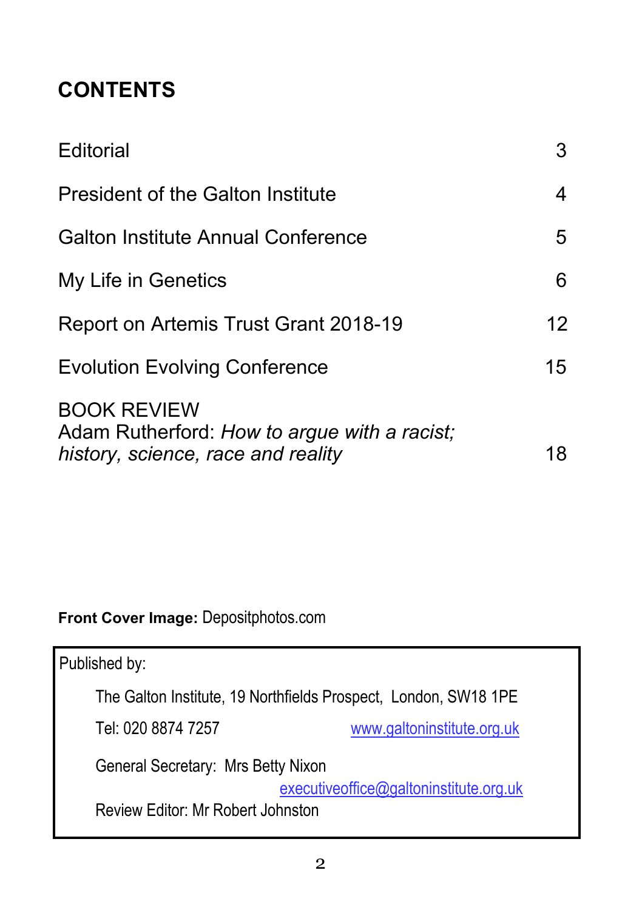## CONTENTS

| | |
|---|---|
| Editorial | 3 |
| President of the Galton Institute | 4 |
| Galton Institute Annual Conference | 5 |
| My Life in Genetics | 6 |
| Report on Artemis Trust Grant 2018-19 | 12 |
| Evolution Evolving Conference | 15 |
| BOOK REVIEW<br>Adam Rutherford: *How to argue with a racist; history, science, race and reality* | 18 |

**Front Cover Image:** Depositphotos.com

Published by:

The Galton Institute, 19 Northfields Prospect, London, SW18 1PE

Tel: 020 8874 7257 www.galtoninstitute.org.uk

General Secretary: Mrs Betty Nixon executiveoffice@galtoninstitute.org.uk

Review Editor: Mr Robert Johnston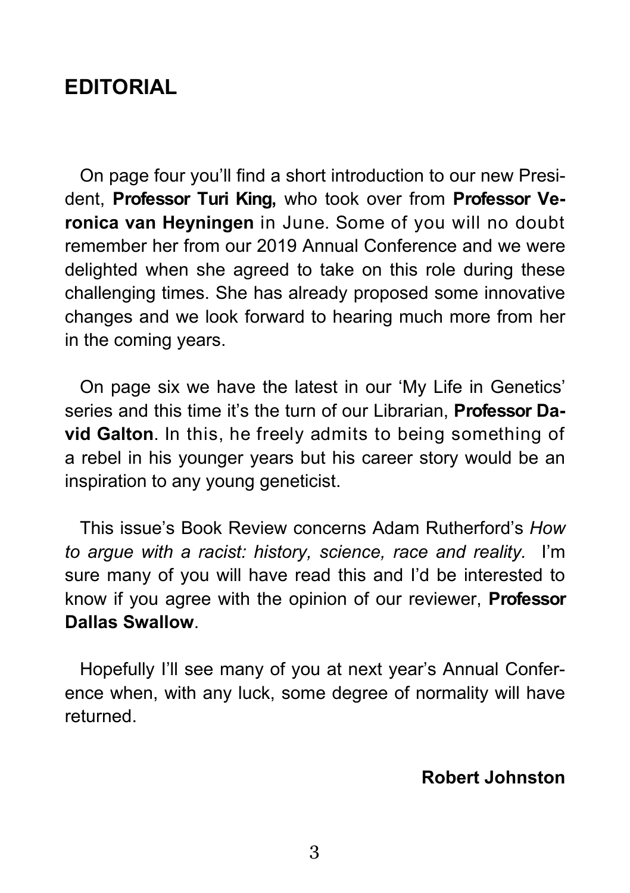# EDITORIAL

On page four you'll find a short introduction to our new President, **Professor Turi King,** who took over from **Professor Veronica van Heyningen** in June. Some of you will no doubt remember her from our 2019 Annual Conference and we were delighted when she agreed to take on this role during these challenging times. She has already proposed some innovative changes and we look forward to hearing much more from her in the coming years.

On page six we have the latest in our 'My Life in Genetics' series and this time it's the turn of our Librarian, **Professor David Galton**. In this, he freely admits to being something of a rebel in his younger years but his career story would be an inspiration to any young geneticist.

This issue's Book Review concerns Adam Rutherford's *How to argue with a racist: history, science, race and reality.* I'm sure many of you will have read this and I'd be interested to know if you agree with the opinion of our reviewer, **Professor Dallas Swallow**.

Hopefully I'll see many of you at next year's Annual Conference when, with any luck, some degree of normality will have returned.

**Robert Johnston**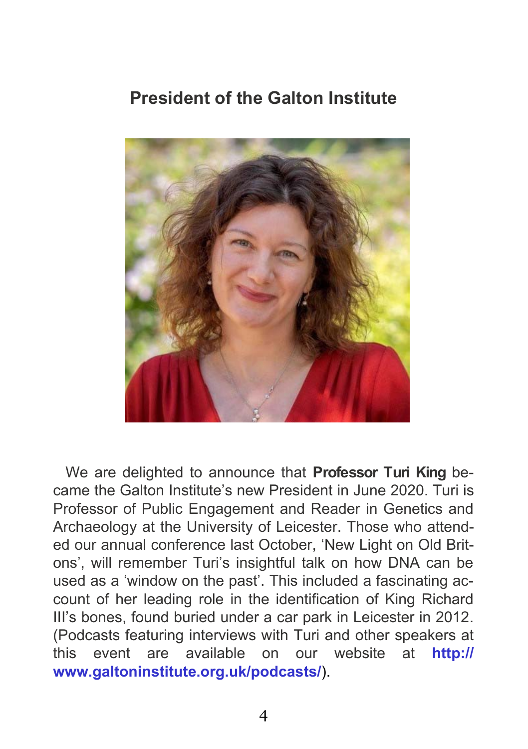## President of the Galton Institute

We are delighted to announce that **Professor Turi King** became the Galton Institute's new President in June 2020. Turi is Professor of Public Engagement and Reader in Genetics and Archaeology at the University of Leicester. Those who attended our annual conference last October, 'New Light on Old Britons', will remember Turi's insightful talk on how DNA can be used as a 'window on the past'. This included a fascinating account of her leading role in the identification of King Richard III's bones, found buried under a car park in Leicester in 2012. (Podcasts featuring interviews with Turi and other speakers at this event are available on our website at **http://www.galtoninstitute.org.uk/podcasts/**).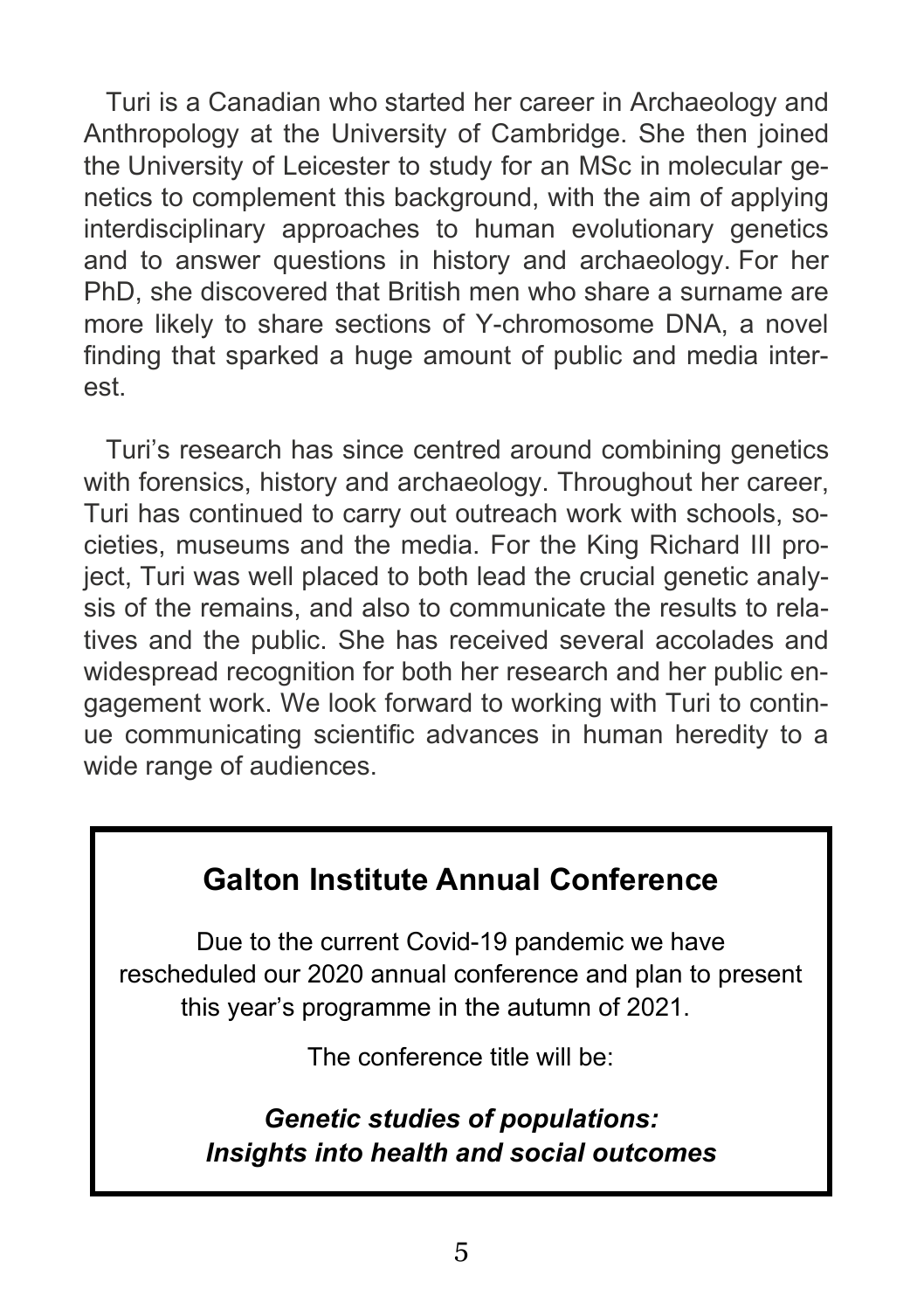Turi is a Canadian who started her career in Archaeology and Anthropology at the University of Cambridge. She then joined the University of Leicester to study for an MSc in molecular genetics to complement this background, with the aim of applying interdisciplinary approaches to human evolutionary genetics and to answer questions in history and archaeology. For her PhD, she discovered that British men who share a surname are more likely to share sections of Y-chromosome DNA, a novel finding that sparked a huge amount of public and media interest.

Turi's research has since centred around combining genetics with forensics, history and archaeology. Throughout her career, Turi has continued to carry out outreach work with schools, societies, museums and the media. For the King Richard III project, Turi was well placed to both lead the crucial genetic analysis of the remains, and also to communicate the results to relatives and the public. She has received several accolades and widespread recognition for both her research and her public engagement work. We look forward to working with Turi to continue communicating scientific advances in human heredity to a wide range of audiences.

## Galton Institute Annual Conference

Due to the current Covid-19 pandemic we have rescheduled our 2020 annual conference and plan to present this year's programme in the autumn of 2021.

The conference title will be:

***Genetic studies of populations: Insights into health and social outcomes***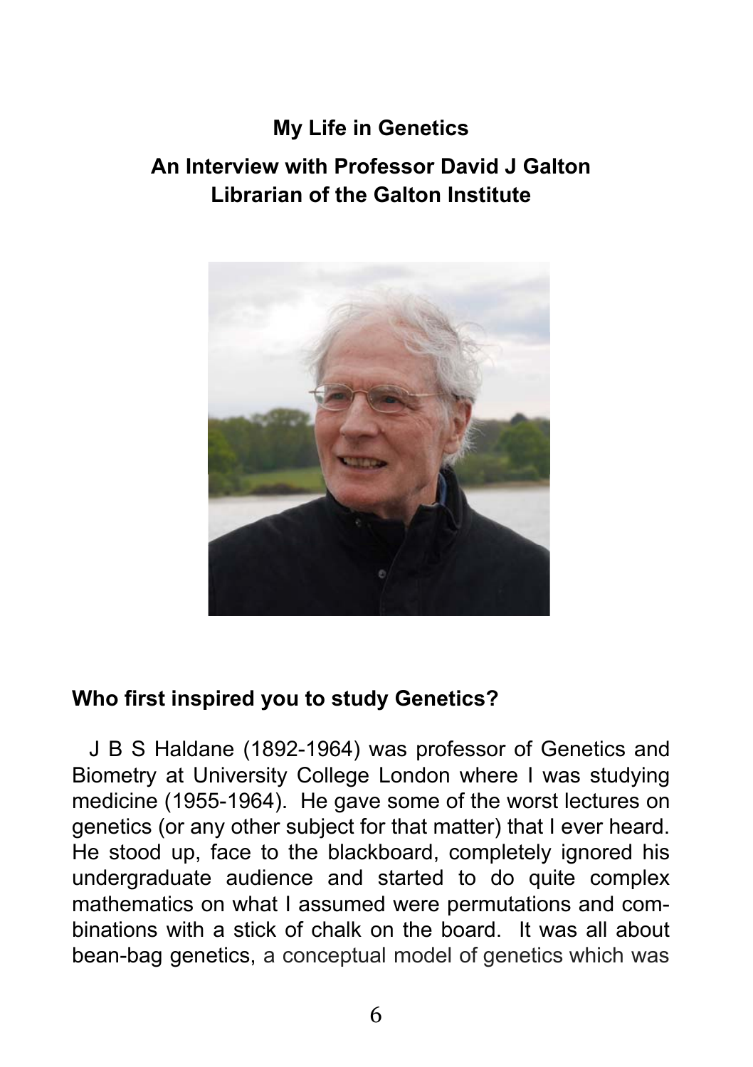## My Life in Genetics

### An Interview with Professor David J Galton
### Librarian of the Galton Institute

### Who first inspired you to study Genetics?

J B S Haldane (1892-1964) was professor of Genetics and Biometry at University College London where I was studying medicine (1955-1964). He gave some of the worst lectures on genetics (or any other subject for that matter) that I ever heard. He stood up, face to the blackboard, completely ignored his undergraduate audience and started to do quite complex mathematics on what I assumed were permutations and combinations with a stick of chalk on the board. It was all about bean-bag genetics, a conceptual model of genetics which was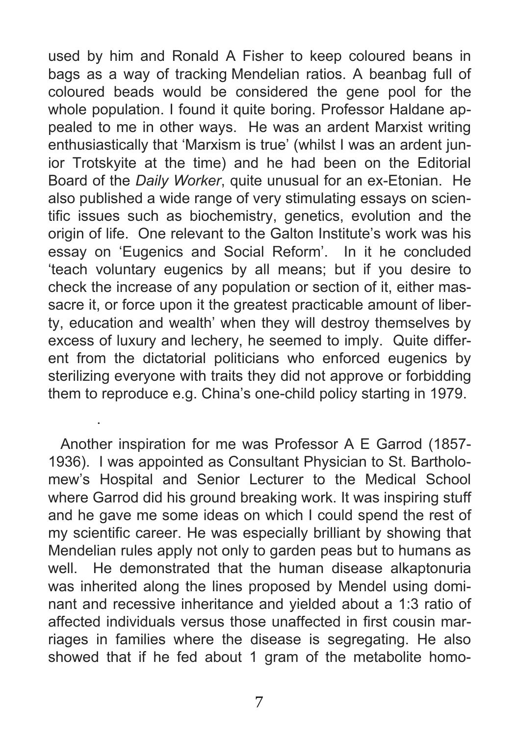used by him and Ronald A Fisher to keep coloured beans in bags as a way of tracking Mendelian ratios. A beanbag full of coloured beads would be considered the gene pool for the whole population. I found it quite boring. Professor Haldane appealed to me in other ways. He was an ardent Marxist writing enthusiastically that 'Marxism is true' (whilst I was an ardent junior Trotskyite at the time) and he had been on the Editorial Board of the *Daily Worker*, quite unusual for an ex-Etonian. He also published a wide range of very stimulating essays on scientific issues such as biochemistry, genetics, evolution and the origin of life. One relevant to the Galton Institute's work was his essay on 'Eugenics and Social Reform'. In it he concluded 'teach voluntary eugenics by all means; but if you desire to check the increase of any population or section of it, either massacre it, or force upon it the greatest practicable amount of liberty, education and wealth' when they will destroy themselves by excess of luxury and lechery, he seemed to imply. Quite different from the dictatorial politicians who enforced eugenics by sterilizing everyone with traits they did not approve or forbidding them to reproduce e.g. China's one-child policy starting in 1979.

Another inspiration for me was Professor A E Garrod (1857-1936). I was appointed as Consultant Physician to St. Bartholomew's Hospital and Senior Lecturer to the Medical School where Garrod did his ground breaking work. It was inspiring stuff and he gave me some ideas on which I could spend the rest of my scientific career. He was especially brilliant by showing that Mendelian rules apply not only to garden peas but to humans as well. He demonstrated that the human disease alkaptonuria was inherited along the lines proposed by Mendel using dominant and recessive inheritance and yielded about a 1:3 ratio of affected individuals versus those unaffected in first cousin marriages in families where the disease is segregating. He also showed that if he fed about 1 gram of the metabolite homo-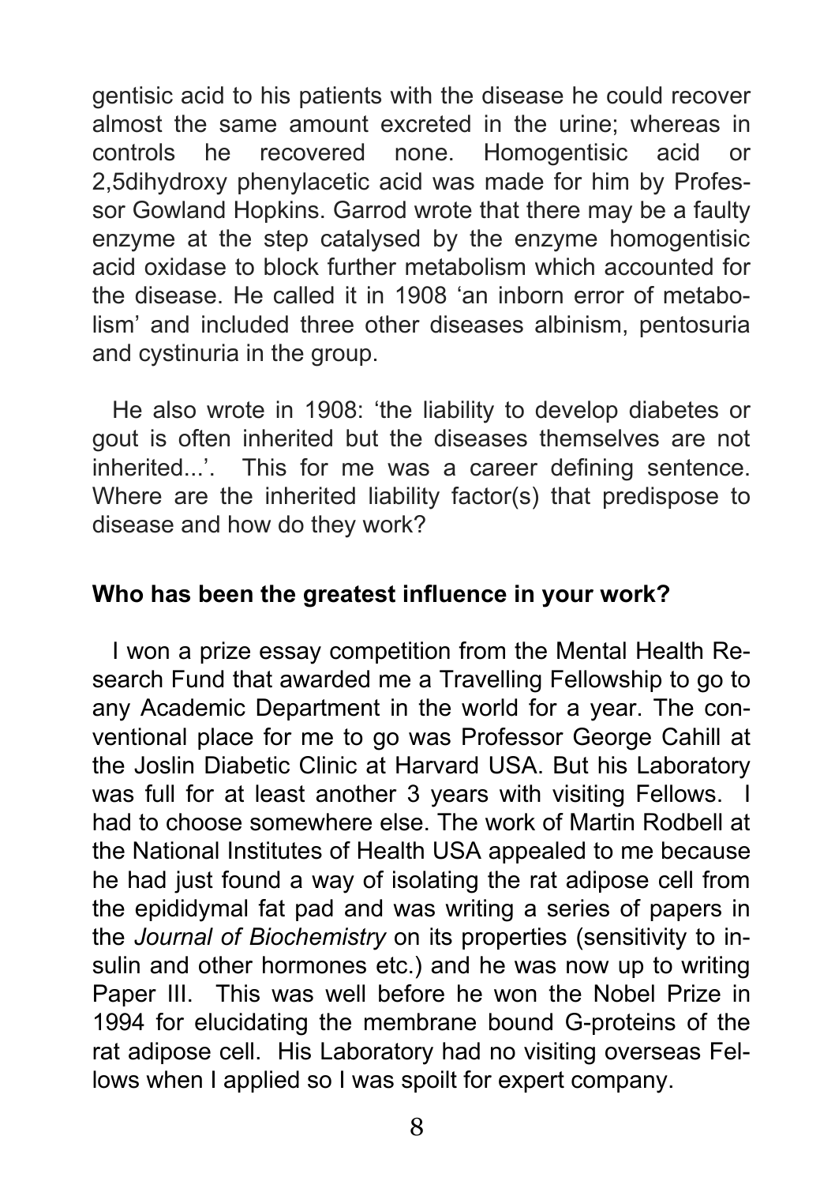gentisic acid to his patients with the disease he could recover almost the same amount excreted in the urine; whereas in controls he recovered none. Homogentisic acid or 2,5dihydroxy phenylacetic acid was made for him by Professor Gowland Hopkins. Garrod wrote that there may be a faulty enzyme at the step catalysed by the enzyme homogentisic acid oxidase to block further metabolism which accounted for the disease. He called it in 1908 'an inborn error of metabolism' and included three other diseases albinism, pentosuria and cystinuria in the group.

He also wrote in 1908: 'the liability to develop diabetes or gout is often inherited but the diseases themselves are not inherited...'. This for me was a career defining sentence. Where are the inherited liability factor(s) that predispose to disease and how do they work?

**Who has been the greatest influence in your work?**

I won a prize essay competition from the Mental Health Research Fund that awarded me a Travelling Fellowship to go to any Academic Department in the world for a year. The conventional place for me to go was Professor George Cahill at the Joslin Diabetic Clinic at Harvard USA. But his Laboratory was full for at least another 3 years with visiting Fellows. I had to choose somewhere else. The work of Martin Rodbell at the National Institutes of Health USA appealed to me because he had just found a way of isolating the rat adipose cell from the epididymal fat pad and was writing a series of papers in the *Journal of Biochemistry* on its properties (sensitivity to insulin and other hormones etc.) and he was now up to writing Paper III. This was well before he won the Nobel Prize in 1994 for elucidating the membrane bound G-proteins of the rat adipose cell. His Laboratory had no visiting overseas Fellows when I applied so I was spoilt for expert company.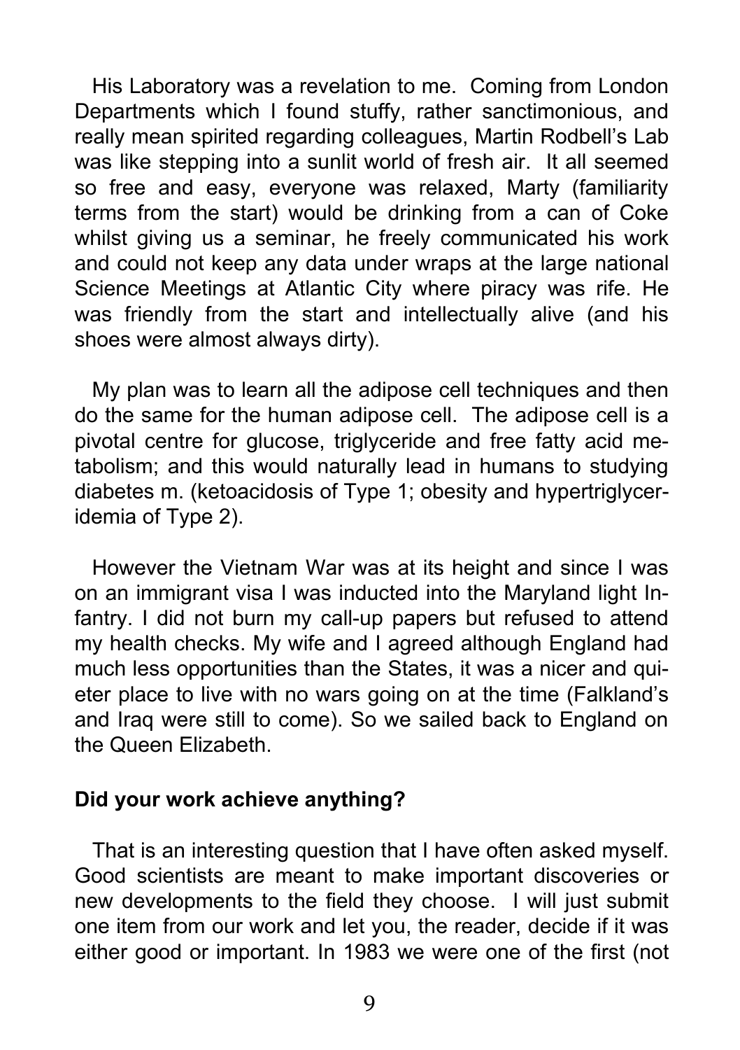His Laboratory was a revelation to me. Coming from London Departments which I found stuffy, rather sanctimonious, and really mean spirited regarding colleagues, Martin Rodbell's Lab was like stepping into a sunlit world of fresh air. It all seemed so free and easy, everyone was relaxed, Marty (familiarity terms from the start) would be drinking from a can of Coke whilst giving us a seminar, he freely communicated his work and could not keep any data under wraps at the large national Science Meetings at Atlantic City where piracy was rife. He was friendly from the start and intellectually alive (and his shoes were almost always dirty).

My plan was to learn all the adipose cell techniques and then do the same for the human adipose cell. The adipose cell is a pivotal centre for glucose, triglyceride and free fatty acid metabolism; and this would naturally lead in humans to studying diabetes m. (ketoacidosis of Type 1; obesity and hypertriglyceridemia of Type 2).

However the Vietnam War was at its height and since I was on an immigrant visa I was inducted into the Maryland light Infantry. I did not burn my call-up papers but refused to attend my health checks. My wife and I agreed although England had much less opportunities than the States, it was a nicer and quieter place to live with no wars going on at the time (Falkland's and Iraq were still to come). So we sailed back to England on the Queen Elizabeth.

**Did your work achieve anything?**

That is an interesting question that I have often asked myself. Good scientists are meant to make important discoveries or new developments to the field they choose. I will just submit one item from our work and let you, the reader, decide if it was either good or important. In 1983 we were one of the first (not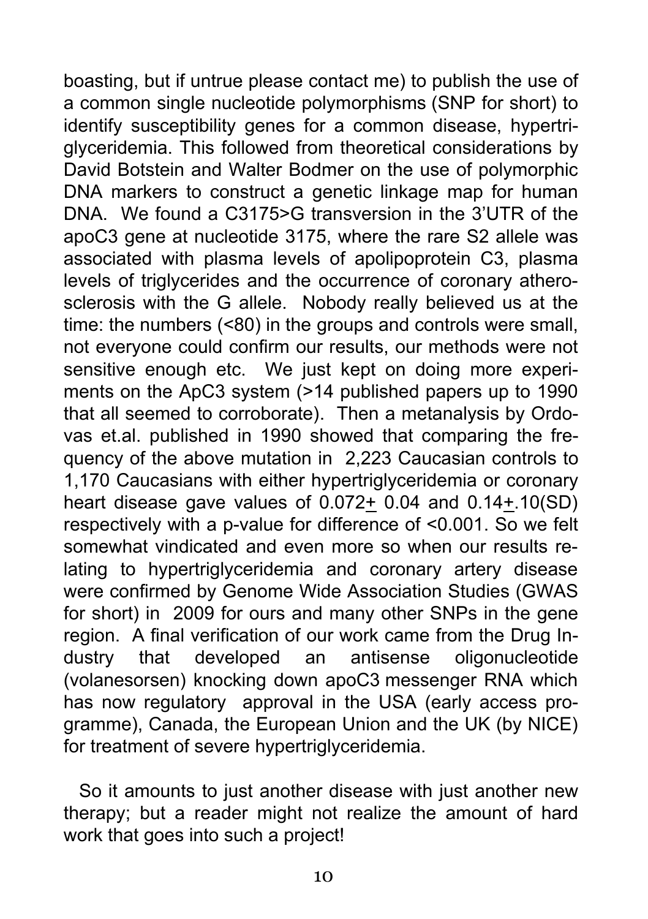boasting, but if untrue please contact me) to publish the use of a common single nucleotide polymorphisms (SNP for short) to identify susceptibility genes for a common disease, hypertriglyceridemia. This followed from theoretical considerations by David Botstein and Walter Bodmer on the use of polymorphic DNA markers to construct a genetic linkage map for human DNA. We found a C3175>G transversion in the 3'UTR of the apoC3 gene at nucleotide 3175, where the rare S2 allele was associated with plasma levels of apolipoprotein C3, plasma levels of triglycerides and the occurrence of coronary atherosclerosis with the G allele. Nobody really believed us at the time: the numbers (<80) in the groups and controls were small, not everyone could confirm our results, our methods were not sensitive enough etc. We just kept on doing more experiments on the ApC3 system (>14 published papers up to 1990 that all seemed to corroborate). Then a metanalysis by Ordovas et.al. published in 1990 showed that comparing the frequency of the above mutation in 2,223 Caucasian controls to 1,170 Caucasians with either hypertriglyceridemia or coronary heart disease gave values of $0.072 \pm 0.04$ and $0.14 \pm .10$(SD) respectively with a p-value for difference of $<0.001$. So we felt somewhat vindicated and even more so when our results relating to hypertriglyceridemia and coronary artery disease were confirmed by Genome Wide Association Studies (GWAS for short) in 2009 for ours and many other SNPs in the gene region. A final verification of our work came from the Drug Industry that developed an antisense oligonucleotide (volanesorsen) knocking down apoC3 messenger RNA which has now regulatory approval in the USA (early access programme), Canada, the European Union and the UK (by NICE) for treatment of severe hypertriglyceridemia.

So it amounts to just another disease with just another new therapy; but a reader might not realize the amount of hard work that goes into such a project!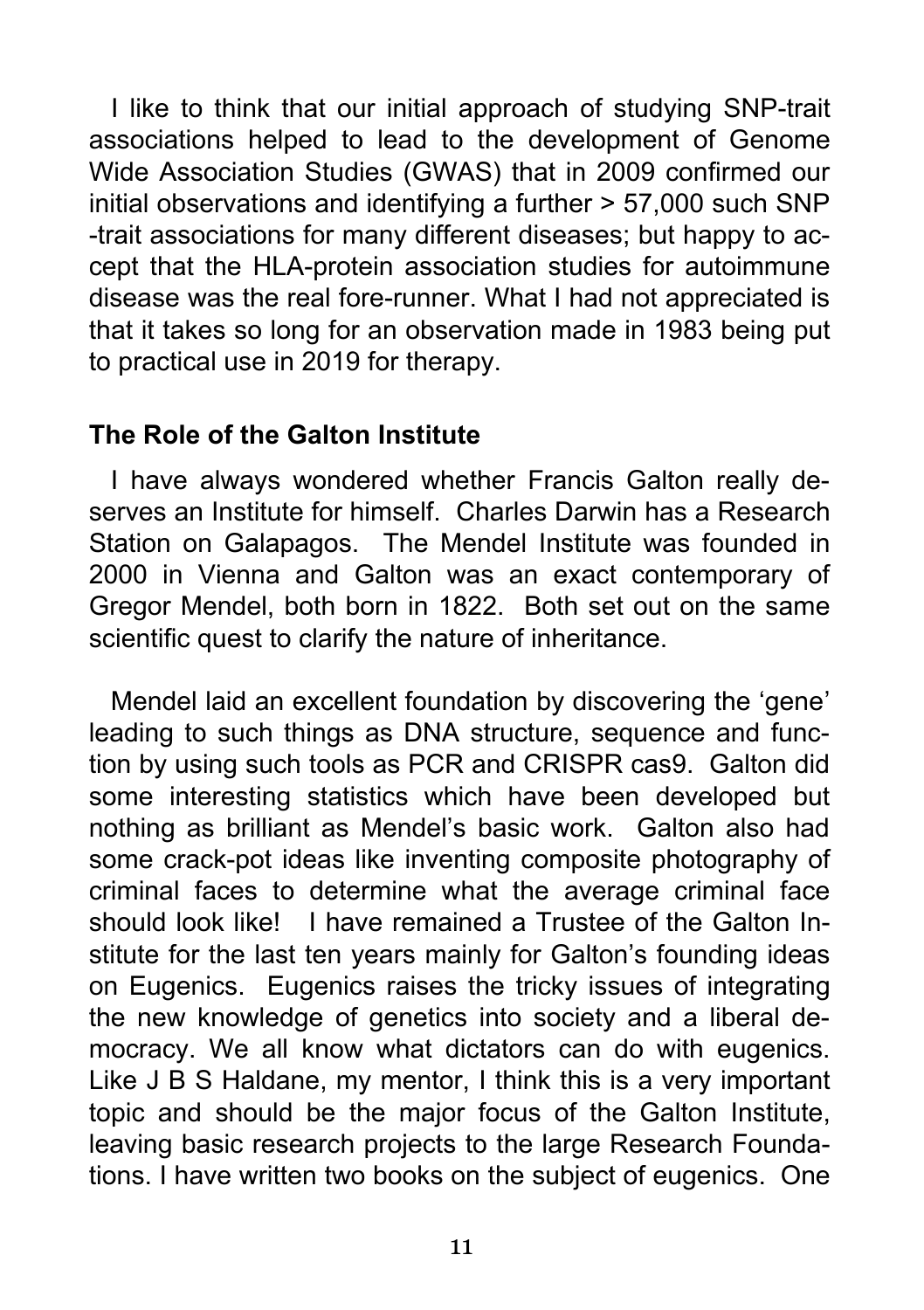I like to think that our initial approach of studying SNP-trait associations helped to lead to the development of Genome Wide Association Studies (GWAS) that in 2009 confirmed our initial observations and identifying a further > 57,000 such SNP -trait associations for many different diseases; but happy to accept that the HLA-protein association studies for autoimmune disease was the real fore-runner. What I had not appreciated is that it takes so long for an observation made in 1983 being put to practical use in 2019 for therapy.

## The Role of the Galton Institute

I have always wondered whether Francis Galton really deserves an Institute for himself. Charles Darwin has a Research Station on Galapagos. The Mendel Institute was founded in 2000 in Vienna and Galton was an exact contemporary of Gregor Mendel, both born in 1822. Both set out on the same scientific quest to clarify the nature of inheritance.

Mendel laid an excellent foundation by discovering the 'gene' leading to such things as DNA structure, sequence and function by using such tools as PCR and CRISPR cas9. Galton did some interesting statistics which have been developed but nothing as brilliant as Mendel's basic work. Galton also had some crack-pot ideas like inventing composite photography of criminal faces to determine what the average criminal face should look like! I have remained a Trustee of the Galton Institute for the last ten years mainly for Galton's founding ideas on Eugenics. Eugenics raises the tricky issues of integrating the new knowledge of genetics into society and a liberal democracy. We all know what dictators can do with eugenics. Like J B S Haldane, my mentor, I think this is a very important topic and should be the major focus of the Galton Institute, leaving basic research projects to the large Research Foundations. I have written two books on the subject of eugenics. One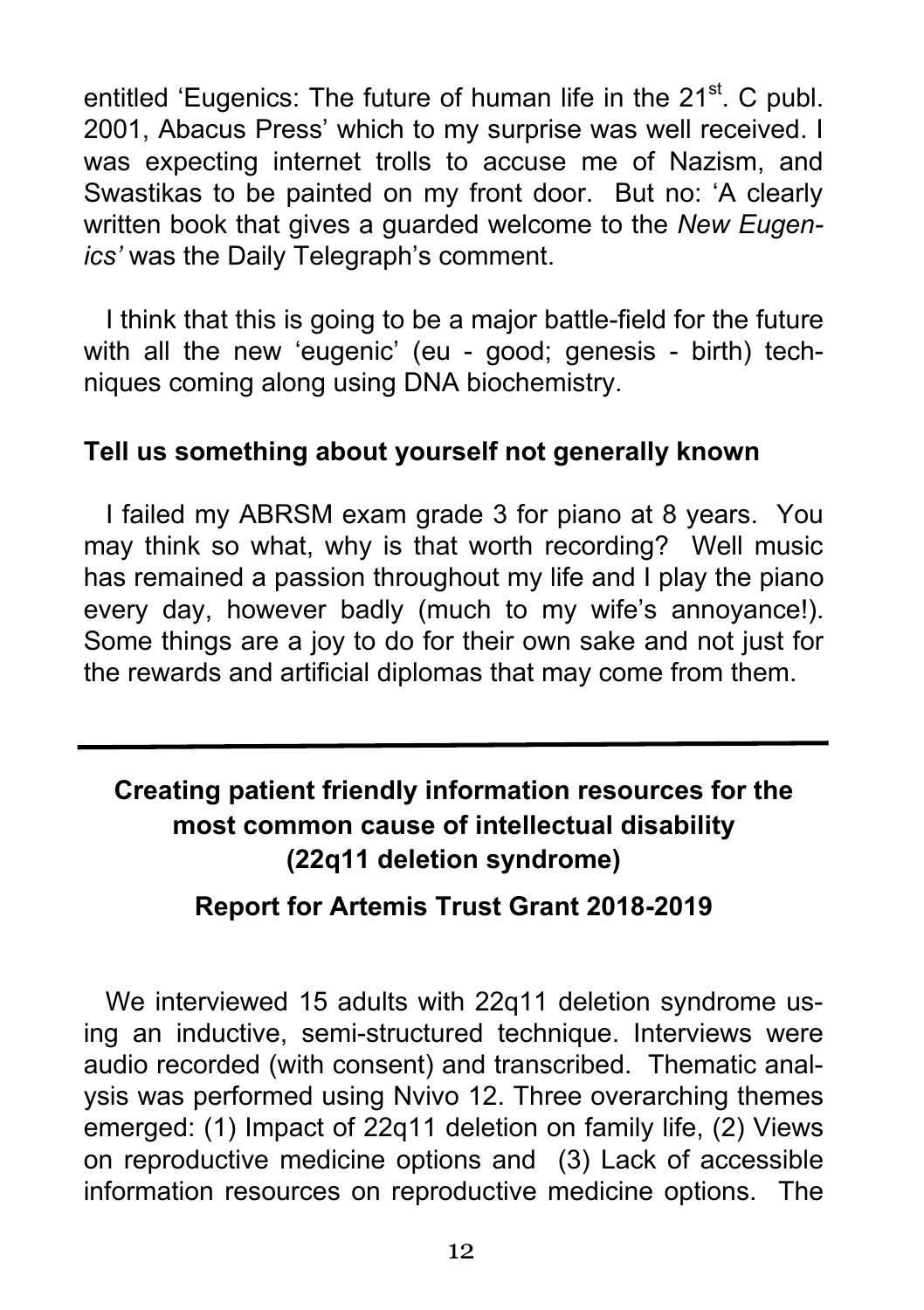entitled 'Eugenics: The future of human life in the 21st. C publ. 2001, Abacus Press' which to my surprise was well received. I was expecting internet trolls to accuse me of Nazism, and Swastikas to be painted on my front door. But no: 'A clearly written book that gives a guarded welcome to the *New Eugenics'* was the Daily Telegraph's comment.

I think that this is going to be a major battle-field for the future with all the new 'eugenic' (eu - good; genesis - birth) techniques coming along using DNA biochemistry.

**Tell us something about yourself not generally known**

I failed my ABRSM exam grade 3 for piano at 8 years. You may think so what, why is that worth recording? Well music has remained a passion throughout my life and I play the piano every day, however badly (much to my wife's annoyance!). Some things are a joy to do for their own sake and not just for the rewards and artificial diplomas that may come from them.

---

## Creating patient friendly information resources for the most common cause of intellectual disability (22q11 deletion syndrome)

### Report for Artemis Trust Grant 2018-2019

We interviewed 15 adults with 22q11 deletion syndrome using an inductive, semi-structured technique. Interviews were audio recorded (with consent) and transcribed. Thematic analysis was performed using Nvivo 12. Three overarching themes emerged: (1) Impact of 22q11 deletion on family life, (2) Views on reproductive medicine options and (3) Lack of accessible information resources on reproductive medicine options. The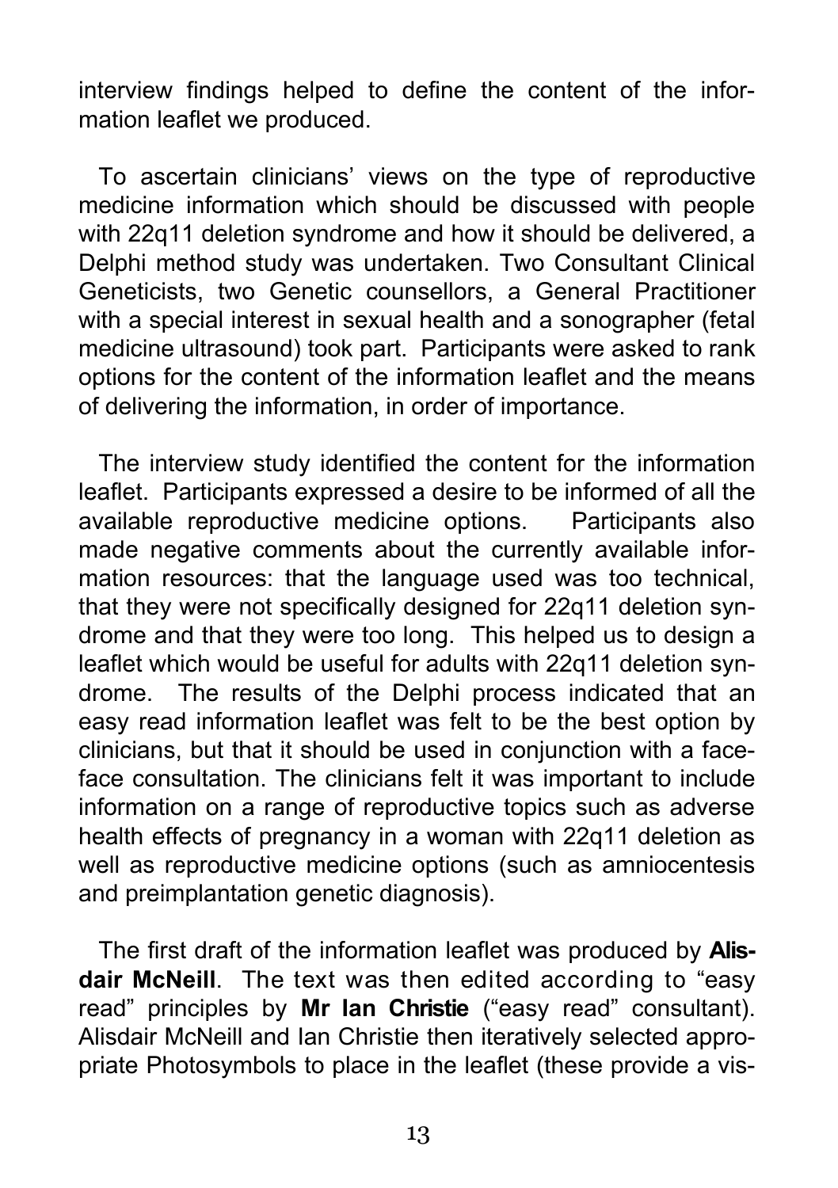interview findings helped to define the content of the information leaflet we produced.

To ascertain clinicians' views on the type of reproductive medicine information which should be discussed with people with 22q11 deletion syndrome and how it should be delivered, a Delphi method study was undertaken. Two Consultant Clinical Geneticists, two Genetic counsellors, a General Practitioner with a special interest in sexual health and a sonographer (fetal medicine ultrasound) took part. Participants were asked to rank options for the content of the information leaflet and the means of delivering the information, in order of importance.

The interview study identified the content for the information leaflet. Participants expressed a desire to be informed of all the available reproductive medicine options. Participants also made negative comments about the currently available information resources: that the language used was too technical, that they were not specifically designed for 22q11 deletion syndrome and that they were too long. This helped us to design a leaflet which would be useful for adults with 22q11 deletion syndrome. The results of the Delphi process indicated that an easy read information leaflet was felt to be the best option by clinicians, but that it should be used in conjunction with a face-face consultation. The clinicians felt it was important to include information on a range of reproductive topics such as adverse health effects of pregnancy in a woman with 22q11 deletion as well as reproductive medicine options (such as amniocentesis and preimplantation genetic diagnosis).

The first draft of the information leaflet was produced by **Alisdair McNeill**. The text was then edited according to "easy read" principles by **Mr Ian Christie** ("easy read" consultant). Alisdair McNeill and Ian Christie then iteratively selected appropriate Photosymbols to place in the leaflet (these provide a vis-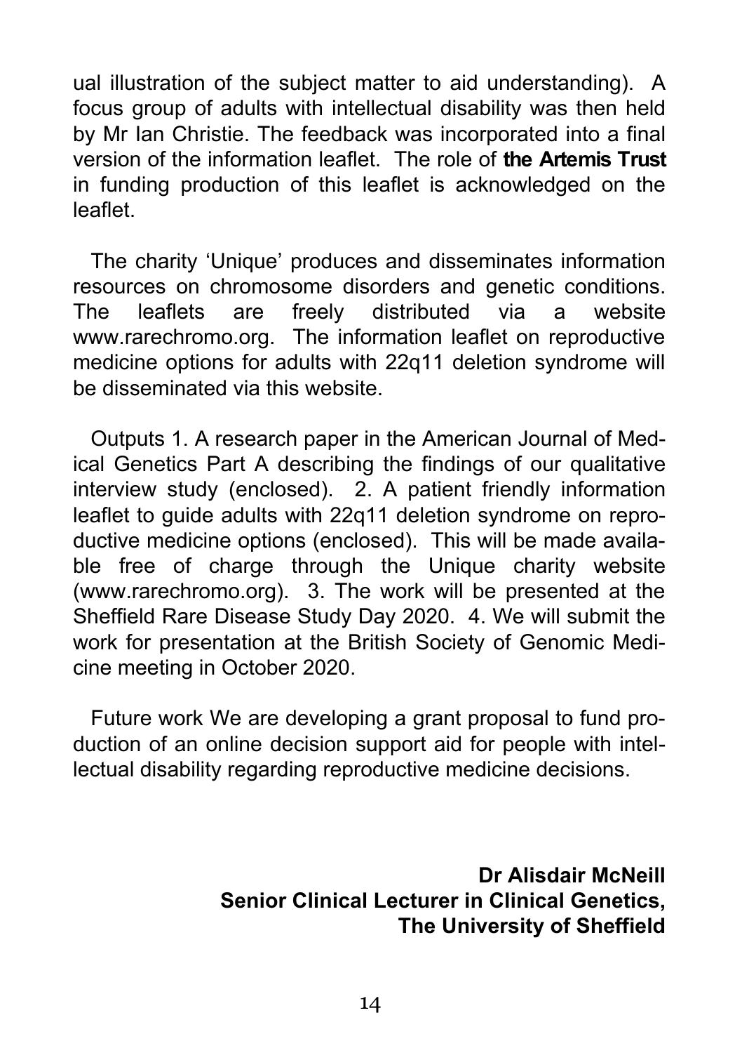ual illustration of the subject matter to aid understanding). A focus group of adults with intellectual disability was then held by Mr Ian Christie. The feedback was incorporated into a final version of the information leaflet. The role of **the Artemis Trust** in funding production of this leaflet is acknowledged on the leaflet.

The charity 'Unique' produces and disseminates information resources on chromosome disorders and genetic conditions. The leaflets are freely distributed via a website www.rarechromo.org. The information leaflet on reproductive medicine options for adults with 22q11 deletion syndrome will be disseminated via this website.

Outputs 1. A research paper in the American Journal of Medical Genetics Part A describing the findings of our qualitative interview study (enclosed). 2. A patient friendly information leaflet to guide adults with 22q11 deletion syndrome on reproductive medicine options (enclosed). This will be made available free of charge through the Unique charity website (www.rarechromo.org). 3. The work will be presented at the Sheffield Rare Disease Study Day 2020. 4. We will submit the work for presentation at the British Society of Genomic Medicine meeting in October 2020.

Future work We are developing a grant proposal to fund production of an online decision support aid for people with intellectual disability regarding reproductive medicine decisions.

**Dr Alisdair McNeill**
**Senior Clinical Lecturer in Clinical Genetics,**
**The University of Sheffield**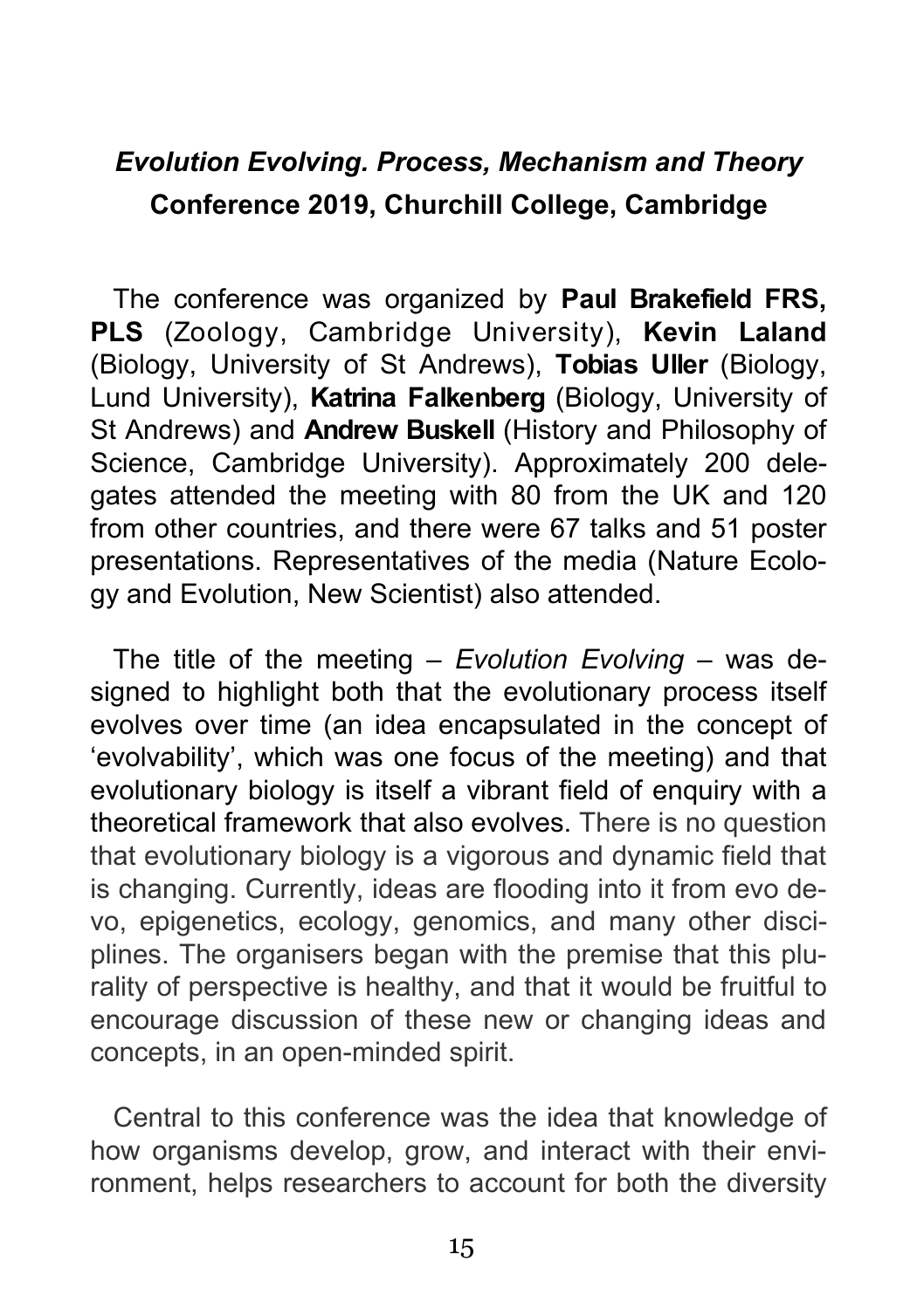## *Evolution Evolving. Process, Mechanism and Theory*
## **Conference 2019, Churchill College, Cambridge**

The conference was organized by **Paul Brakefield FRS, PLS** (Zoology, Cambridge University), **Kevin Laland** (Biology, University of St Andrews), **Tobias Uller** (Biology, Lund University), **Katrina Falkenberg** (Biology, University of St Andrews) and **Andrew Buskell** (History and Philosophy of Science, Cambridge University). Approximately 200 delegates attended the meeting with 80 from the UK and 120 from other countries, and there were 67 talks and 51 poster presentations. Representatives of the media (Nature Ecology and Evolution, New Scientist) also attended.

The title of the meeting – *Evolution Evolving* – was designed to highlight both that the evolutionary process itself evolves over time (an idea encapsulated in the concept of 'evolvability', which was one focus of the meeting) and that evolutionary biology is itself a vibrant field of enquiry with a theoretical framework that also evolves. There is no question that evolutionary biology is a vigorous and dynamic field that is changing. Currently, ideas are flooding into it from evo devo, epigenetics, ecology, genomics, and many other disciplines. The organisers began with the premise that this plurality of perspective is healthy, and that it would be fruitful to encourage discussion of these new or changing ideas and concepts, in an open-minded spirit.

Central to this conference was the idea that knowledge of how organisms develop, grow, and interact with their environment, helps researchers to account for both the diversity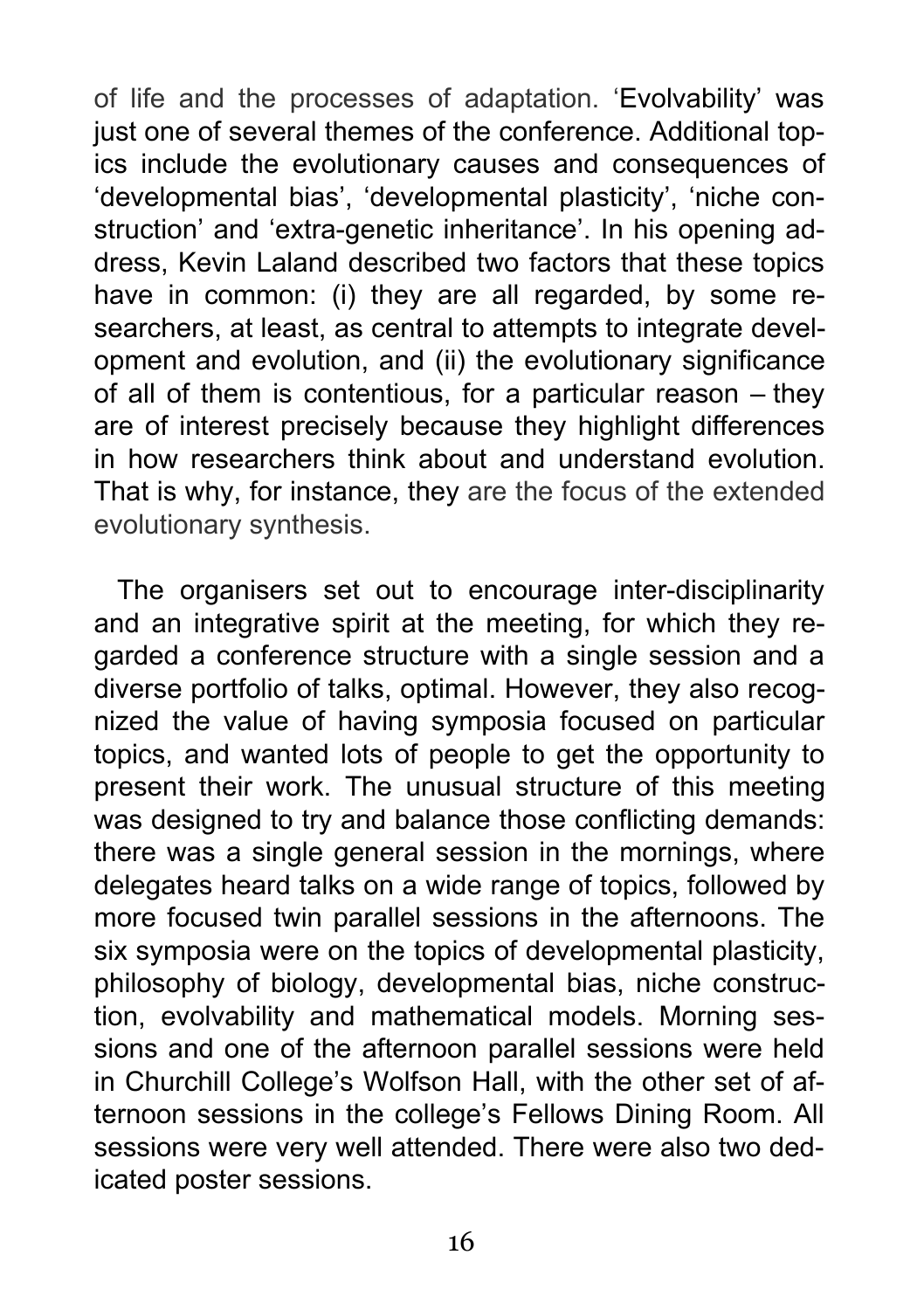of life and the processes of adaptation. 'Evolvability' was just one of several themes of the conference. Additional topics include the evolutionary causes and consequences of 'developmental bias', 'developmental plasticity', 'niche construction' and 'extra-genetic inheritance'. In his opening address, Kevin Laland described two factors that these topics have in common: (i) they are all regarded, by some researchers, at least, as central to attempts to integrate development and evolution, and (ii) the evolutionary significance of all of them is contentious, for a particular reason – they are of interest precisely because they highlight differences in how researchers think about and understand evolution. That is why, for instance, they are the focus of the extended evolutionary synthesis.

The organisers set out to encourage inter-disciplinarity and an integrative spirit at the meeting, for which they regarded a conference structure with a single session and a diverse portfolio of talks, optimal. However, they also recognized the value of having symposia focused on particular topics, and wanted lots of people to get the opportunity to present their work. The unusual structure of this meeting was designed to try and balance those conflicting demands: there was a single general session in the mornings, where delegates heard talks on a wide range of topics, followed by more focused twin parallel sessions in the afternoons. The six symposia were on the topics of developmental plasticity, philosophy of biology, developmental bias, niche construction, evolvability and mathematical models. Morning sessions and one of the afternoon parallel sessions were held in Churchill College's Wolfson Hall, with the other set of afternoon sessions in the college's Fellows Dining Room. All sessions were very well attended. There were also two dedicated poster sessions.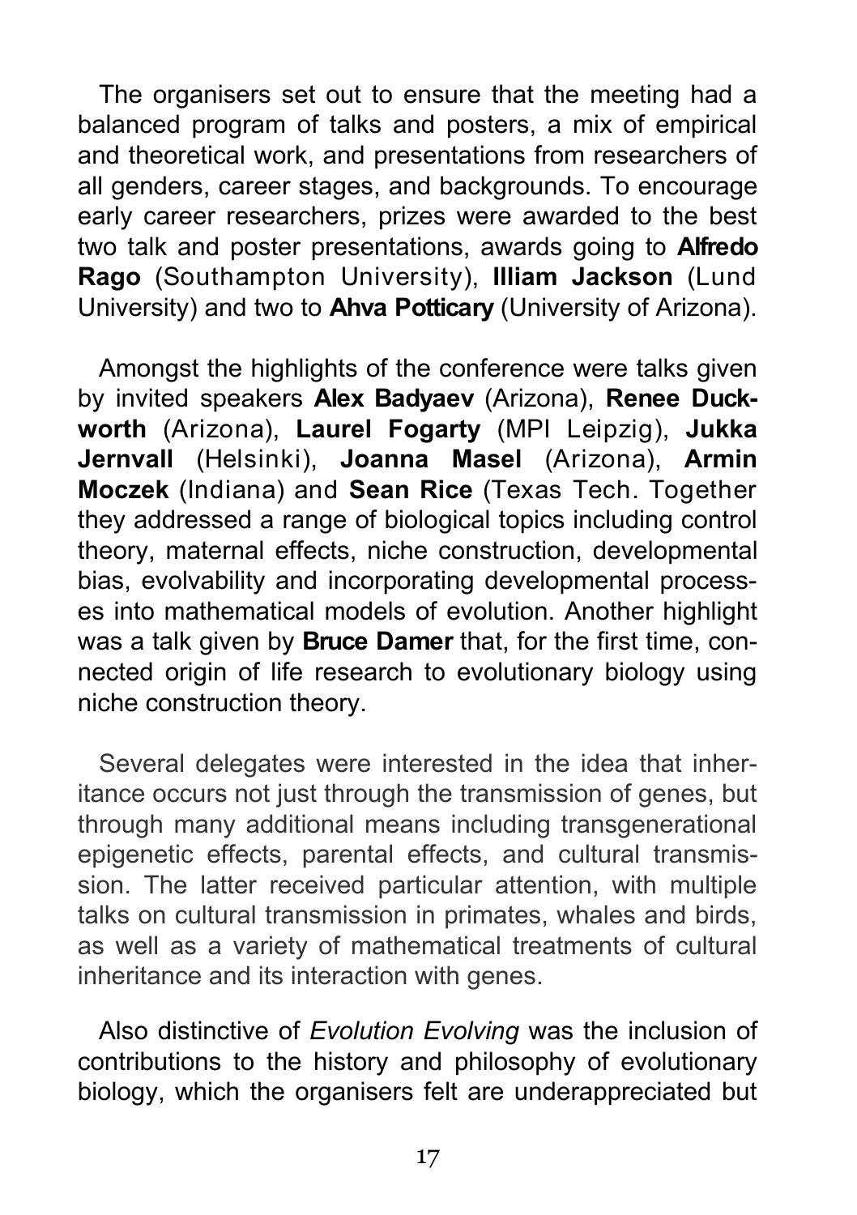The organisers set out to ensure that the meeting had a balanced program of talks and posters, a mix of empirical and theoretical work, and presentations from researchers of all genders, career stages, and backgrounds. To encourage early career researchers, prizes were awarded to the best two talk and poster presentations, awards going to **Alfredo Rago** (Southampton University), **Illiam Jackson** (Lund University) and two to **Ahva Potticary** (University of Arizona).

Amongst the highlights of the conference were talks given by invited speakers **Alex Badyaev** (Arizona), **Renee Duckworth** (Arizona), **Laurel Fogarty** (MPI Leipzig), **Jukka Jernvall** (Helsinki), **Joanna Masel** (Arizona), **Armin Moczek** (Indiana) and **Sean Rice** (Texas Tech. Together they addressed a range of biological topics including control theory, maternal effects, niche construction, developmental bias, evolvability and incorporating developmental processes into mathematical models of evolution. Another highlight was a talk given by **Bruce Damer** that, for the first time, connected origin of life research to evolutionary biology using niche construction theory.

Several delegates were interested in the idea that inheritance occurs not just through the transmission of genes, but through many additional means including transgenerational epigenetic effects, parental effects, and cultural transmission. The latter received particular attention, with multiple talks on cultural transmission in primates, whales and birds, as well as a variety of mathematical treatments of cultural inheritance and its interaction with genes.

Also distinctive of *Evolution Evolving* was the inclusion of contributions to the history and philosophy of evolutionary biology, which the organisers felt are underappreciated but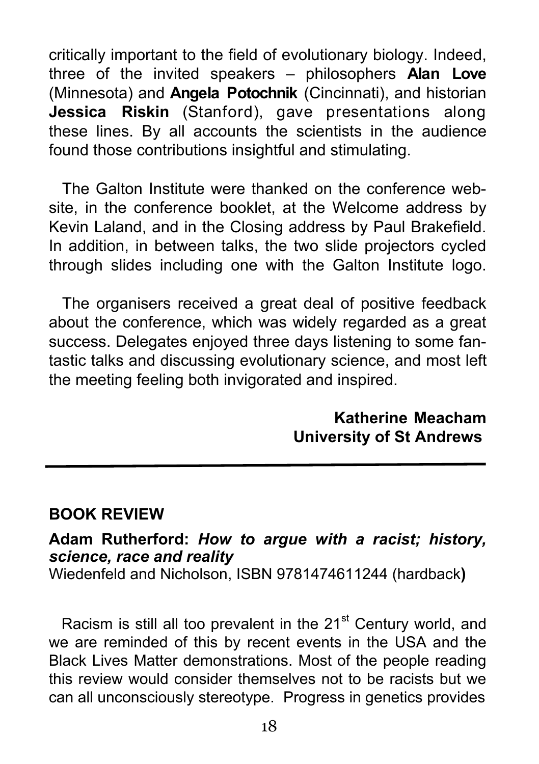critically important to the field of evolutionary biology. Indeed, three of the invited speakers – philosophers **Alan Love** (Minnesota) and **Angela Potochnik** (Cincinnati), and historian **Jessica Riskin** (Stanford), gave presentations along these lines. By all accounts the scientists in the audience found those contributions insightful and stimulating.

The Galton Institute were thanked on the conference website, in the conference booklet, at the Welcome address by Kevin Laland, and in the Closing address by Paul Brakefield. In addition, in between talks, the two slide projectors cycled through slides including one with the Galton Institute logo.

The organisers received a great deal of positive feedback about the conference, which was widely regarded as a great success. Delegates enjoyed three days listening to some fantastic talks and discussing evolutionary science, and most left the meeting feeling both invigorated and inspired.

**Katherine Meacham**
**University of St Andrews**

---

## BOOK REVIEW

**Adam Rutherford: *How to argue with a racist; history, science, race and reality***
Wiedenfeld and Nicholson, ISBN 9781474611244 (hardback**)**

Racism is still all too prevalent in the 21st Century world, and we are reminded of this by recent events in the USA and the Black Lives Matter demonstrations. Most of the people reading this review would consider themselves not to be racists but we can all unconsciously stereotype. Progress in genetics provides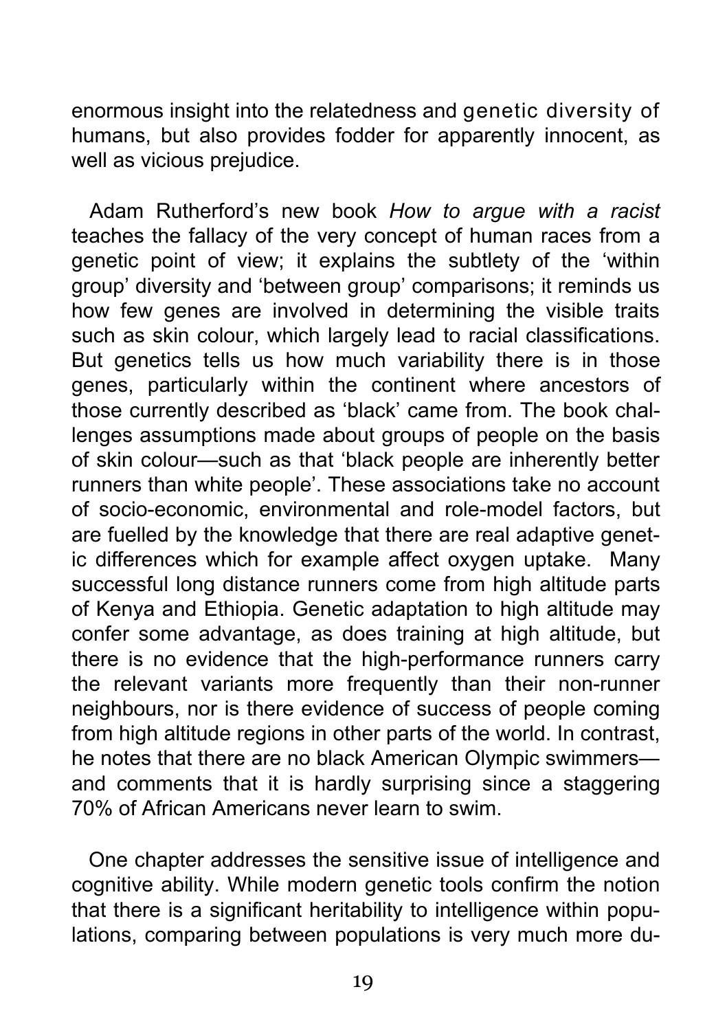enormous insight into the relatedness and genetic diversity of humans, but also provides fodder for apparently innocent, as well as vicious prejudice.

Adam Rutherford's new book *How to argue with a racist* teaches the fallacy of the very concept of human races from a genetic point of view; it explains the subtlety of the 'within group' diversity and 'between group' comparisons; it reminds us how few genes are involved in determining the visible traits such as skin colour, which largely lead to racial classifications. But genetics tells us how much variability there is in those genes, particularly within the continent where ancestors of those currently described as 'black' came from. The book challenges assumptions made about groups of people on the basis of skin colour—such as that 'black people are inherently better runners than white people'. These associations take no account of socio-economic, environmental and role-model factors, but are fuelled by the knowledge that there are real adaptive genetic differences which for example affect oxygen uptake. Many successful long distance runners come from high altitude parts of Kenya and Ethiopia. Genetic adaptation to high altitude may confer some advantage, as does training at high altitude, but there is no evidence that the high-performance runners carry the relevant variants more frequently than their non-runner neighbours, nor is there evidence of success of people coming from high altitude regions in other parts of the world. In contrast, he notes that there are no black American Olympic swimmers—and comments that it is hardly surprising since a staggering 70% of African Americans never learn to swim.

One chapter addresses the sensitive issue of intelligence and cognitive ability. While modern genetic tools confirm the notion that there is a significant heritability to intelligence within populations, comparing between populations is very much more du-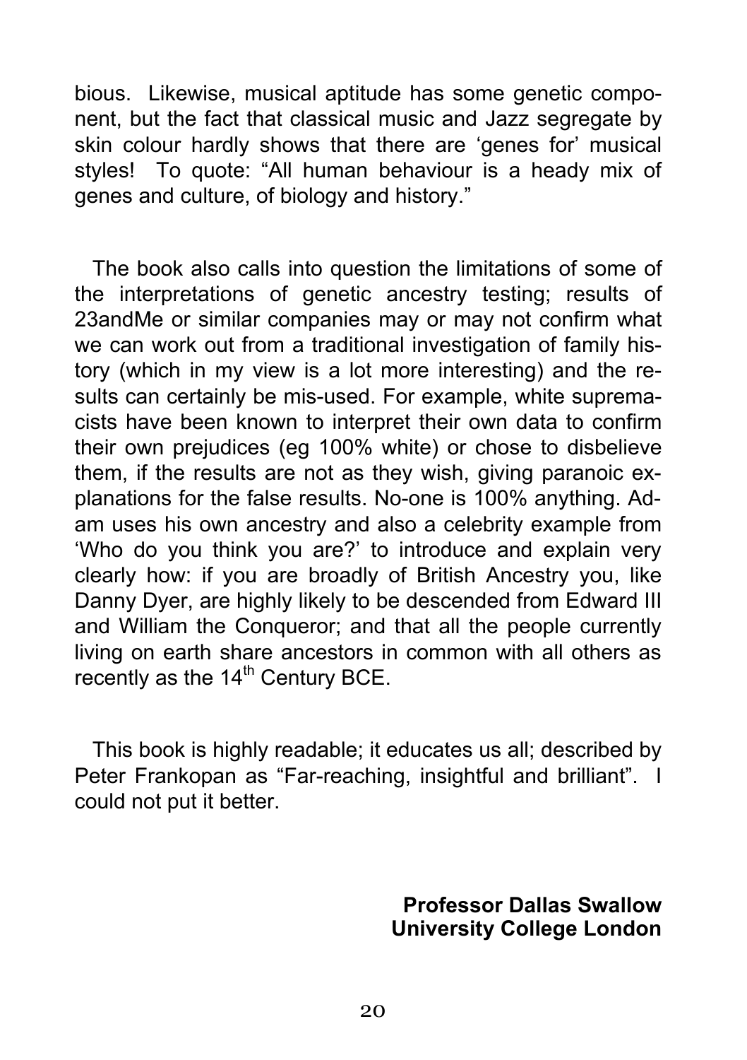bious. Likewise, musical aptitude has some genetic component, but the fact that classical music and Jazz segregate by skin colour hardly shows that there are 'genes for' musical styles! To quote: "All human behaviour is a heady mix of genes and culture, of biology and history."

The book also calls into question the limitations of some of the interpretations of genetic ancestry testing; results of 23andMe or similar companies may or may not confirm what we can work out from a traditional investigation of family history (which in my view is a lot more interesting) and the results can certainly be mis-used. For example, white supremacists have been known to interpret their own data to confirm their own prejudices (eg 100% white) or chose to disbelieve them, if the results are not as they wish, giving paranoic explanations for the false results. No-one is 100% anything. Adam uses his own ancestry and also a celebrity example from 'Who do you think you are?' to introduce and explain very clearly how: if you are broadly of British Ancestry you, like Danny Dyer, are highly likely to be descended from Edward III and William the Conqueror; and that all the people currently living on earth share ancestors in common with all others as recently as the 14th Century BCE.

This book is highly readable; it educates us all; described by Peter Frankopan as "Far-reaching, insightful and brilliant". I could not put it better.

**Professor Dallas Swallow**
**University College London**